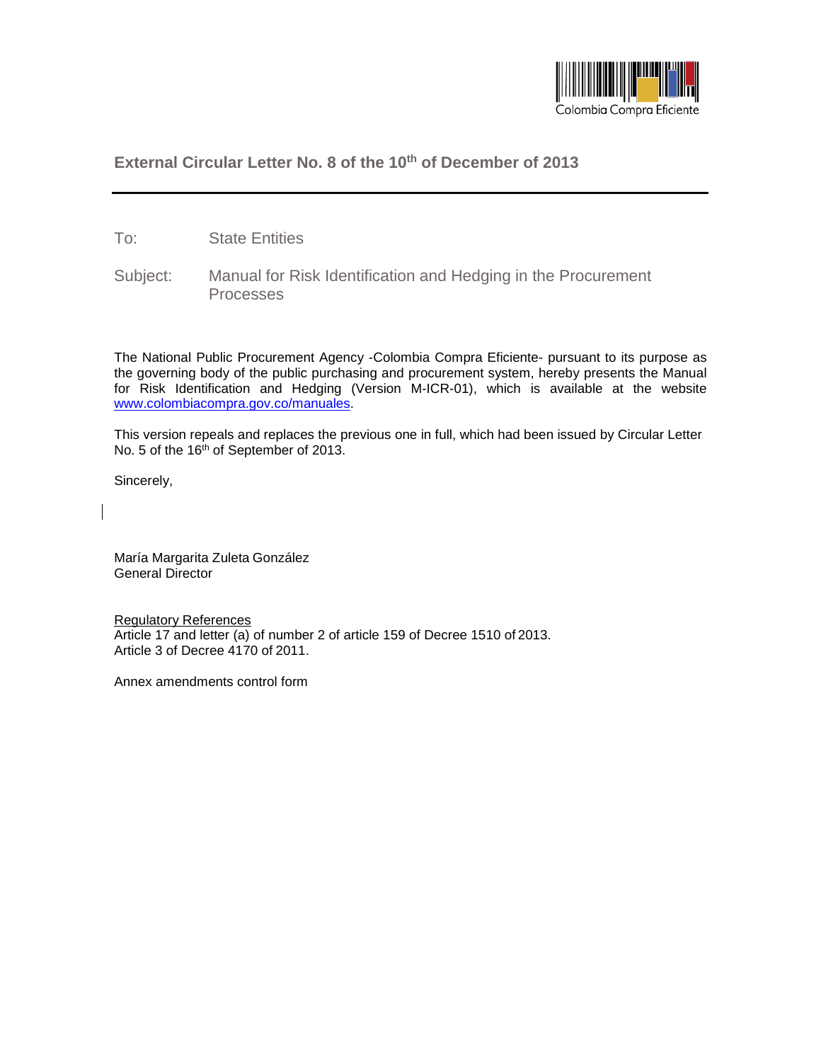Colombia Compra Eficiente

## External Circular Letter No. 8 of the 10th of December of 2013

To: State Entities

Subject: Manual for Risk Identification and Hedging in the Procurement Processes

The National Public Procurement Agency -Colombia Compra Eficiente- pursuant to its purpose as the governing body of the public purchasing and procurement system, hereby presents the Manual for Risk Identification and Hedging (Version M-ICR-01), which is available at the website www.colombiacompra.gov.co/manuales.

This version repeals and replaces the previous one in full, which had been issued by Circular Letter No. 5 of the 16th of September of 2013.

Sincerely,

María Margarita Zuleta González
General Director

Regulatory References
Article 17 and letter (a) of number 2 of article 159 of Decree 1510 of 2013.
Article 3 of Decree 4170 of 2011.

Annex amendments control form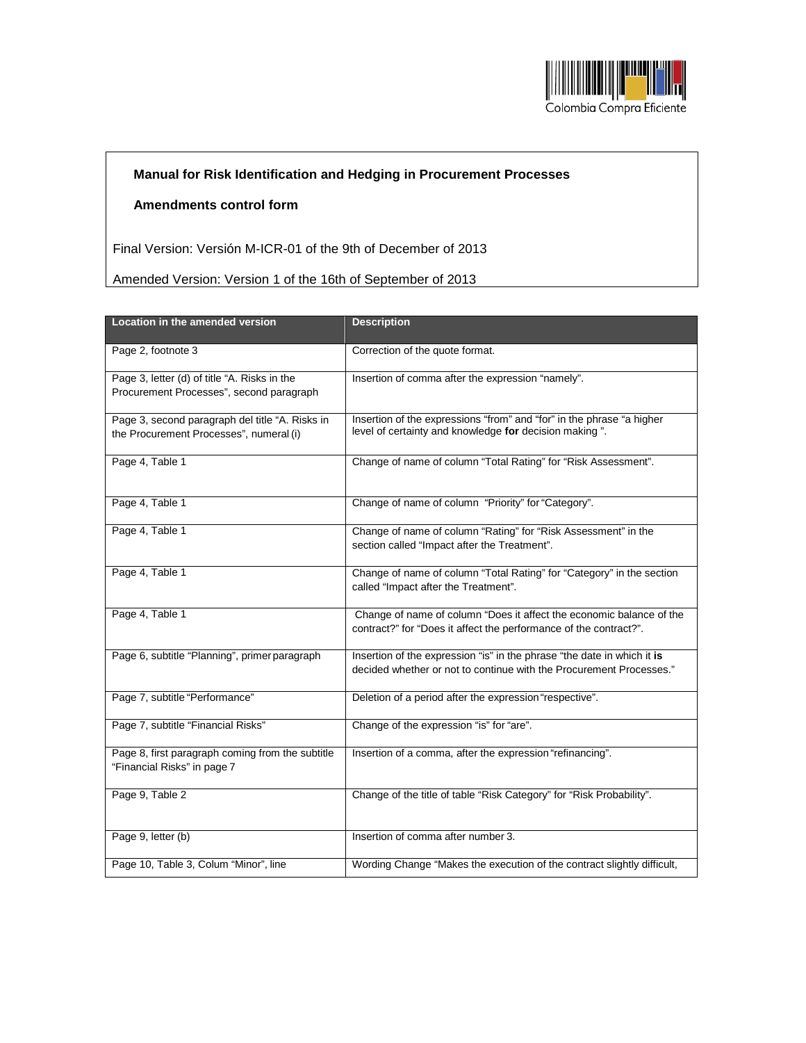**Manual for Risk Identification and Hedging in Procurement Processes**

**Amendments control form**

Final Version: Versión M-ICR-01 of the 9th of December of 2013

Amended Version: Version 1 of the 16th of September of 2013

| Location in the amended version | Description |
|---|---|
| Page 2, footnote 3 | Correction of the quote format. |
| Page 3, letter (d) of title "A. Risks in the Procurement Processes", second paragraph | Insertion of comma after the expression "namely". |
| Page 3, second paragraph del title "A. Risks in the Procurement Processes", numeral (i) | Insertion of the expressions "from" and "for" in the phrase "a higher level of certainty and knowledge **for** decision making ". |
| Page 4, Table 1 | Change of name of column "Total Rating" for "Risk Assessment". |
| Page 4, Table 1 | Change of name of column "Priority" for "Category". |
| Page 4, Table 1 | Change of name of column "Rating" for "Risk Assessment" in the section called "Impact after the Treatment". |
| Page 4, Table 1 | Change of name of column "Total Rating" for "Category" in the section called "Impact after the Treatment". |
| Page 4, Table 1 | Change of name of column "Does it affect the economic balance of the contract?" for "Does it affect the performance of the contract?". |
| Page 6, subtitle "Planning", primer paragraph | Insertion of the expression "is" in the phrase "the date in which it **is** decided whether or not to continue with the Procurement Processes." |
| Page 7, subtitle "Performance" | Deletion of a period after the expression "respective". |
| Page 7, subtitle "Financial Risks" | Change of the expression "is" for "are". |
| Page 8, first paragraph coming from the subtitle "Financial Risks" in page 7 | Insertion of a comma, after the expression "refinancing". |
| Page 9, Table 2 | Change of the title of table "Risk Category" for "Risk Probability". |
| Page 9, letter (b) | Insertion of comma after number 3. |
| Page 10, Table 3, Colum "Minor", line | Wording Change "Makes the execution of the contract slightly difficult, |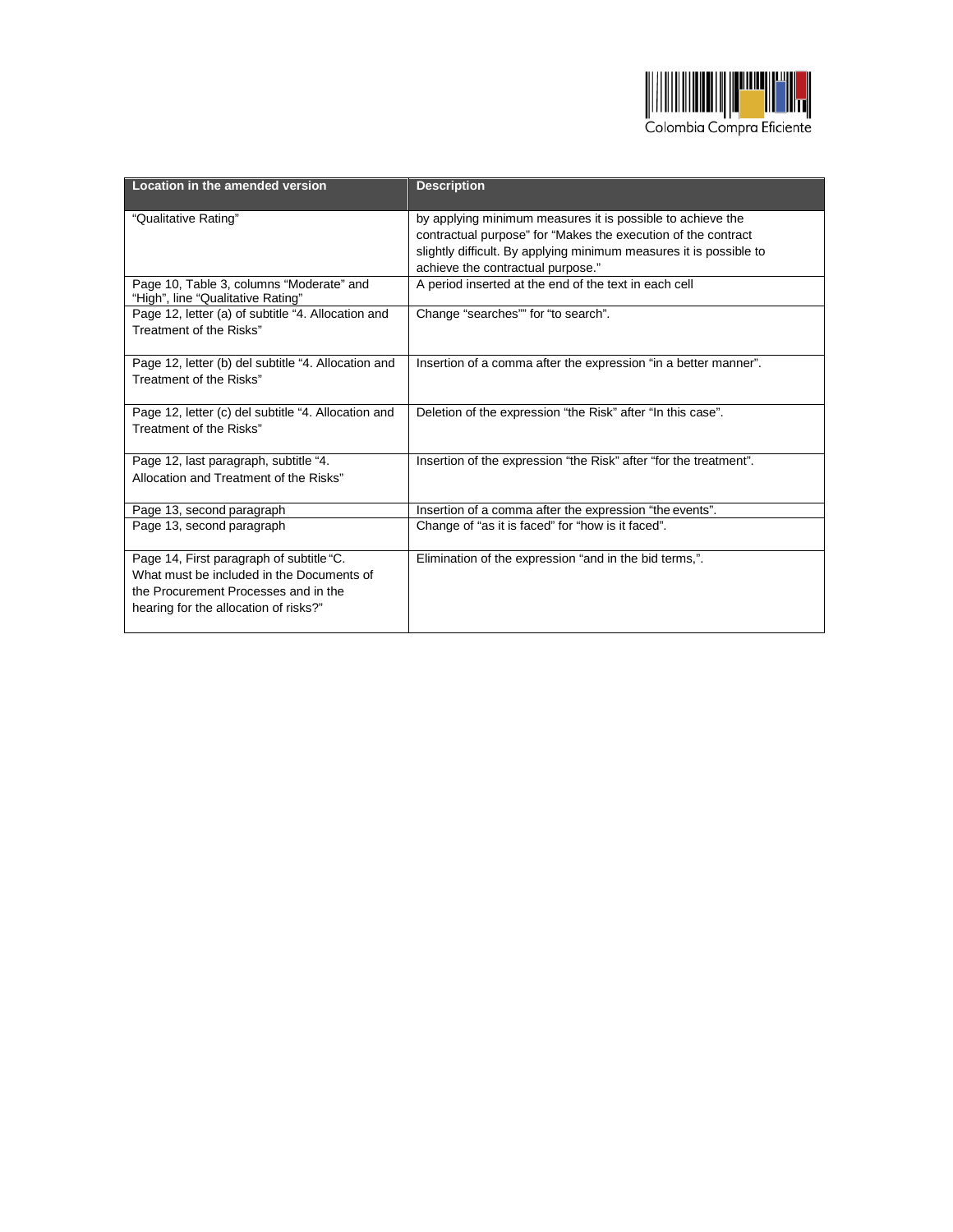| Location in the amended version | Description |
|---|---|
| "Qualitative Rating" | by applying minimum measures it is possible to achieve the contractual purpose" for "Makes the execution of the contract slightly difficult. By applying minimum measures it is possible to achieve the contractual purpose." |
| Page 10, Table 3, columns "Moderate" and "High", line "Qualitative Rating" | A period inserted at the end of the text in each cell |
| Page 12, letter (a) of subtitle "4. Allocation and Treatment of the Risks" | Change "searches"" for "to search". |
| Page 12, letter (b) del subtitle "4. Allocation and Treatment of the Risks" | Insertion of a comma after the expression "in a better manner". |
| Page 12, letter (c) del subtitle "4. Allocation and Treatment of the Risks" | Deletion of the expression "the Risk" after "In this case". |
| Page 12, last paragraph, subtitle "4. Allocation and Treatment of the Risks" | Insertion of the expression "the Risk" after "for the treatment". |
| Page 13, second paragraph | Insertion of a comma after the expression "the events". |
| Page 13, second paragraph | Change of "as it is faced" for "how is it faced". |
| Page 14, First paragraph of subtitle "C. What must be included in the Documents of the Procurement Processes and in the hearing for the allocation of risks?" | Elimination of the expression "and in the bid terms,". |